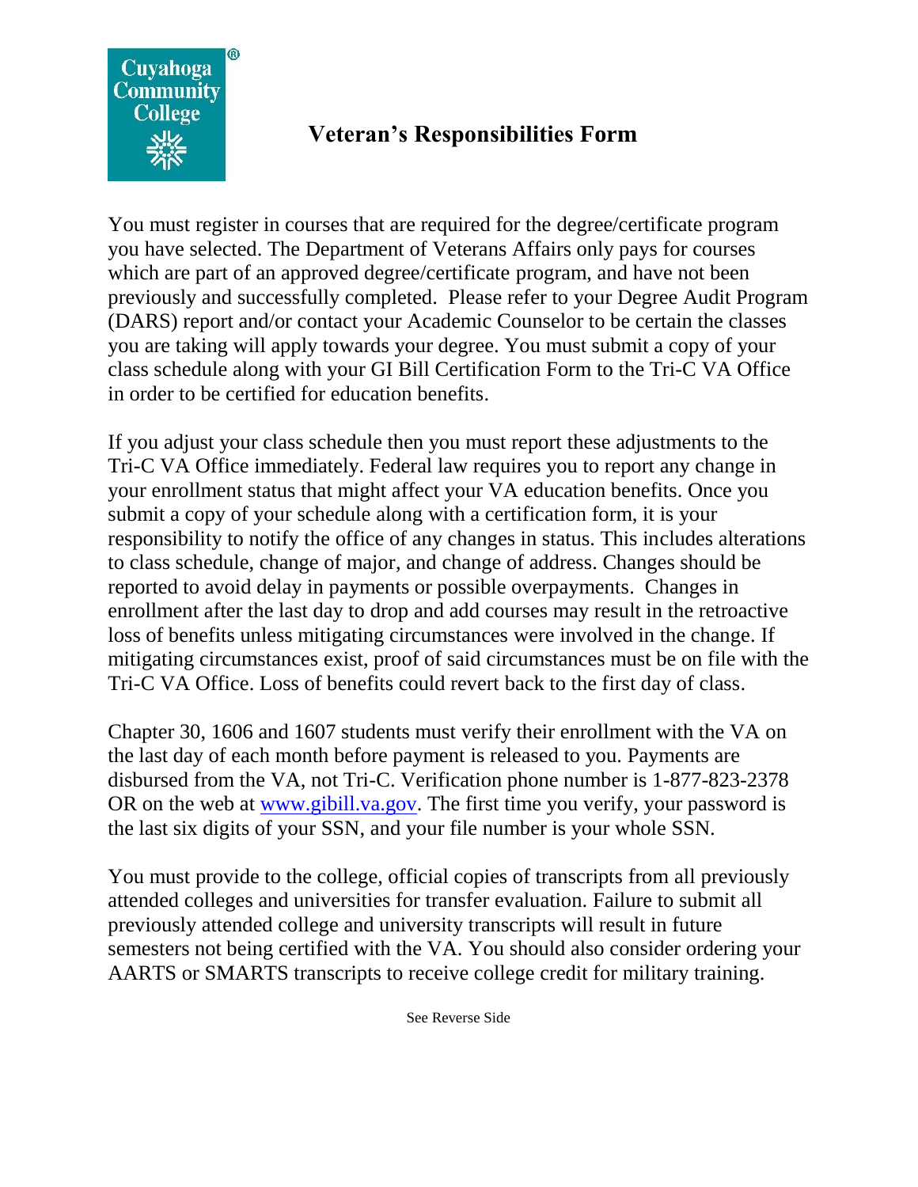Cuyahoga Community College

# Veteran's Responsibilities Form

You must register in courses that are required for the degree/certificate program you have selected. The Department of Veterans Affairs only pays for courses which are part of an approved degree/certificate program, and have not been previously and successfully completed. Please refer to your Degree Audit Program (DARS) report and/or contact your Academic Counselor to be certain the classes you are taking will apply towards your degree. You must submit a copy of your class schedule along with your GI Bill Certification Form to the Tri-C VA Office in order to be certified for education benefits.

If you adjust your class schedule then you must report these adjustments to the Tri-C VA Office immediately. Federal law requires you to report any change in your enrollment status that might affect your VA education benefits. Once you submit a copy of your schedule along with a certification form, it is your responsibility to notify the office of any changes in status. This includes alterations to class schedule, change of major, and change of address. Changes should be reported to avoid delay in payments or possible overpayments. Changes in enrollment after the last day to drop and add courses may result in the retroactive loss of benefits unless mitigating circumstances were involved in the change. If mitigating circumstances exist, proof of said circumstances must be on file with the Tri-C VA Office. Loss of benefits could revert back to the first day of class.

Chapter 30, 1606 and 1607 students must verify their enrollment with the VA on the last day of each month before payment is released to you. Payments are disbursed from the VA, not Tri-C. Verification phone number is 1-877-823-2378 OR on the web at [www.gibill.va.gov](http://www.gibill.va.gov). The first time you verify, your password is the last six digits of your SSN, and your file number is your whole SSN.

You must provide to the college, official copies of transcripts from all previously attended colleges and universities for transfer evaluation. Failure to submit all previously attended college and university transcripts will result in future semesters not being certified with the VA. You should also consider ordering your AARTS or SMARTS transcripts to receive college credit for military training.

See Reverse Side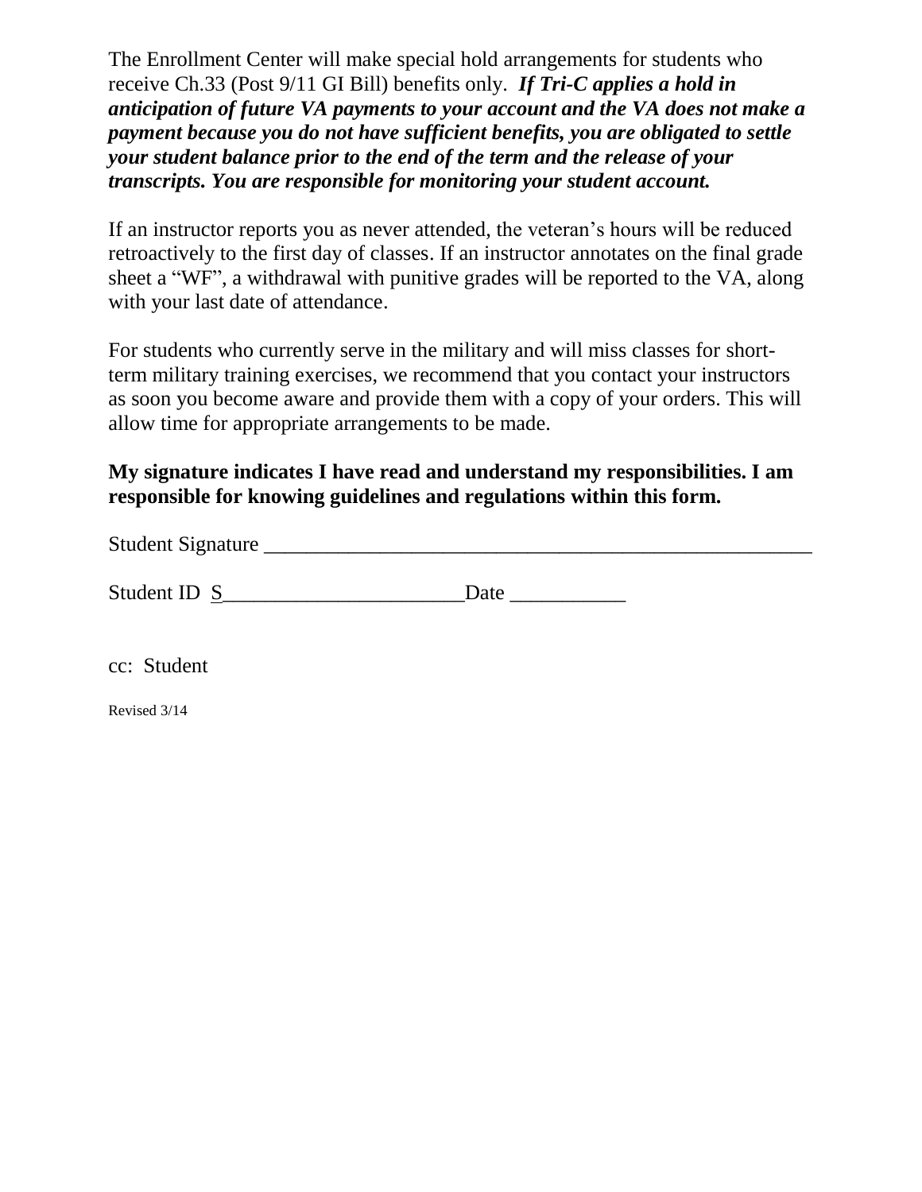The Enrollment Center will make special hold arrangements for students who receive Ch.33 (Post 9/11 GI Bill) benefits only. ***If Tri-C applies a hold in anticipation of future VA payments to your account and the VA does not make a payment because you do not have sufficient benefits, you are obligated to settle your student balance prior to the end of the term and the release of your transcripts. You are responsible for monitoring your student account.***

If an instructor reports you as never attended, the veteran's hours will be reduced retroactively to the first day of classes. If an instructor annotates on the final grade sheet a "WF", a withdrawal with punitive grades will be reported to the VA, along with your last date of attendance.

For students who currently serve in the military and will miss classes for short-term military training exercises, we recommend that you contact your instructors as soon you become aware and provide them with a copy of your orders. This will allow time for appropriate arrangements to be made.

**My signature indicates I have read and understand my responsibilities. I am responsible for knowing guidelines and regulations within this form.**

Student Signature ______________________________________________________

Student ID S_______________________ Date ___________

cc: Student

Revised 3/14